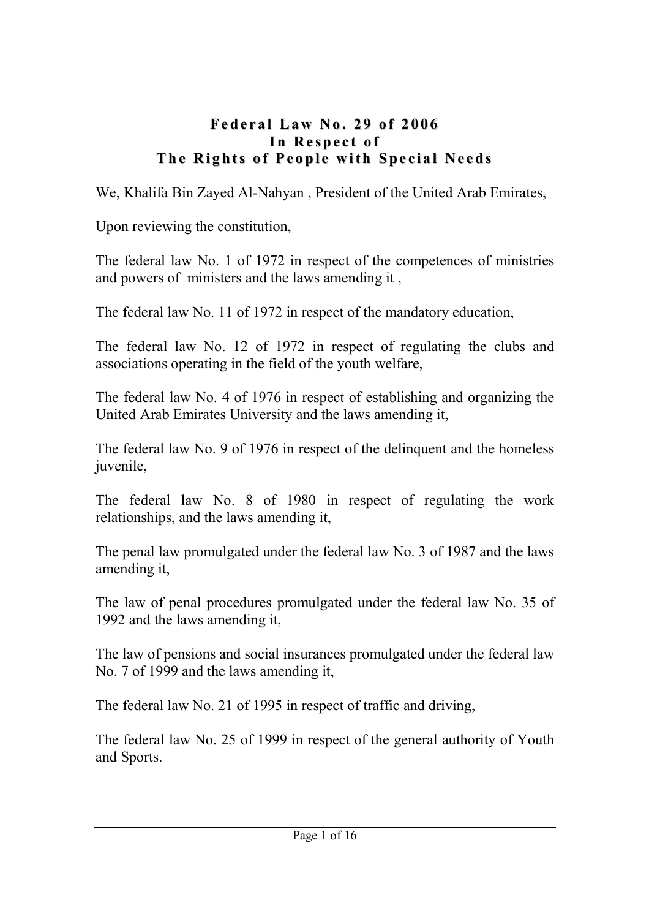# Federal Law No. 29 of 2006
# In Respect of
# The Rights of People with Special Needs

We, Khalifa Bin Zayed Al-Nahyan , President of the United Arab Emirates,

Upon reviewing the constitution,

The federal law No. 1 of 1972 in respect of the competences of ministries and powers of ministers and the laws amending it ,

The federal law No. 11 of 1972 in respect of the mandatory education,

The federal law No. 12 of 1972 in respect of regulating the clubs and associations operating in the field of the youth welfare,

The federal law No. 4 of 1976 in respect of establishing and organizing the United Arab Emirates University and the laws amending it,

The federal law No. 9 of 1976 in respect of the delinquent and the homeless juvenile,

The federal law No. 8 of 1980 in respect of regulating the work relationships, and the laws amending it,

The penal law promulgated under the federal law No. 3 of 1987 and the laws amending it,

The law of penal procedures promulgated under the federal law No. 35 of 1992 and the laws amending it,

The law of pensions and social insurances promulgated under the federal law No. 7 of 1999 and the laws amending it,

The federal law No. 21 of 1995 in respect of traffic and driving,

The federal law No. 25 of 1999 in respect of the general authority of Youth and Sports.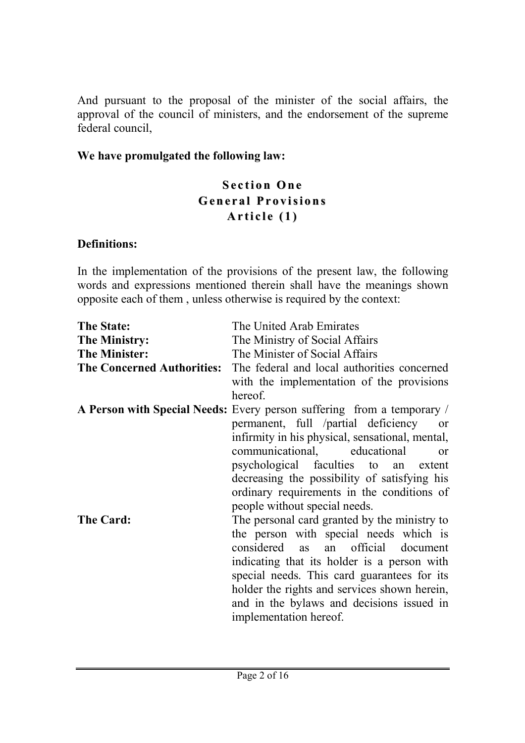And pursuant to the proposal of the minister of the social affairs, the approval of the council of ministers, and the endorsement of the supreme federal council,

**We have promulgated the following law:**

## Section One
## General Provisions
### Article (1)

**Definitions:**

In the implementation of the provisions of the present law, the following words and expressions mentioned therein shall have the meanings shown opposite each of them , unless otherwise is required by the context:

| | |
|---|---|
| **The State:** | The United Arab Emirates |
| **The Ministry:** | The Ministry of Social Affairs |
| **The Minister:** | The Minister of Social Affairs |
| **The Concerned Authorities:** | The federal and local authorities concerned with the implementation of the provisions hereof. |
| **A Person with Special Needs:** | Every person suffering from a temporary / permanent, full /partial deficiency or infirmity in his physical, sensational, mental, communicational, educational or psychological faculties to an extent decreasing the possibility of satisfying his ordinary requirements in the conditions of people without special needs. |
| **The Card:** | The personal card granted by the ministry to the person with special needs which is considered as an official document indicating that its holder is a person with special needs. This card guarantees for its holder the rights and services shown herein, and in the bylaws and decisions issued in implementation hereof. |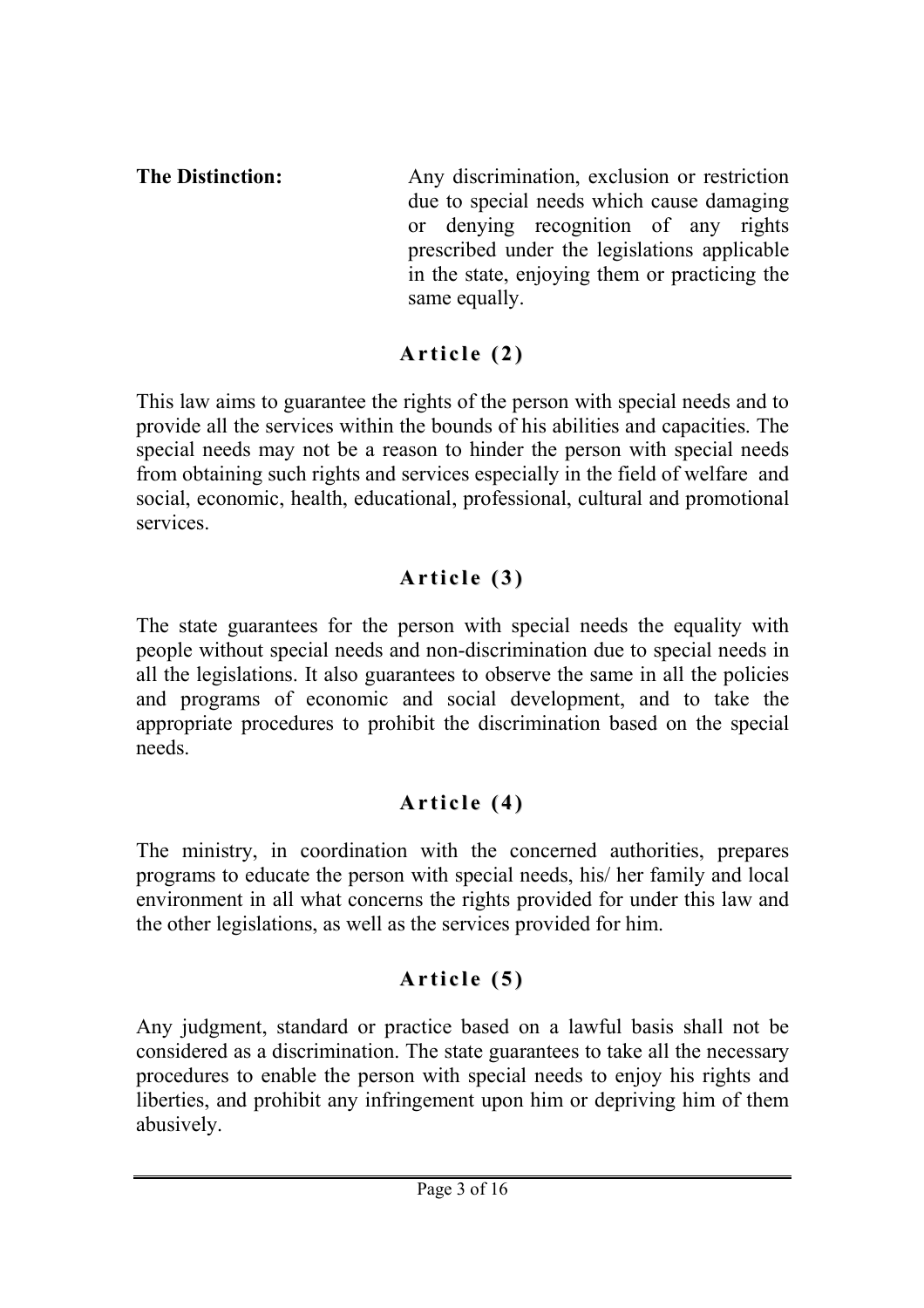**The Distinction:** Any discrimination, exclusion or restriction due to special needs which cause damaging or denying recognition of any rights prescribed under the legislations applicable in the state, enjoying them or practicing the same equally.

## Article (2)

This law aims to guarantee the rights of the person with special needs and to provide all the services within the bounds of his abilities and capacities. The special needs may not be a reason to hinder the person with special needs from obtaining such rights and services especially in the field of welfare and social, economic, health, educational, professional, cultural and promotional services.

## Article (3)

The state guarantees for the person with special needs the equality with people without special needs and non-discrimination due to special needs in all the legislations. It also guarantees to observe the same in all the policies and programs of economic and social development, and to take the appropriate procedures to prohibit the discrimination based on the special needs.

## Article (4)

The ministry, in coordination with the concerned authorities, prepares programs to educate the person with special needs, his/ her family and local environment in all what concerns the rights provided for under this law and the other legislations, as well as the services provided for him.

## Article (5)

Any judgment, standard or practice based on a lawful basis shall not be considered as a discrimination. The state guarantees to take all the necessary procedures to enable the person with special needs to enjoy his rights and liberties, and prohibit any infringement upon him or depriving him of them abusively.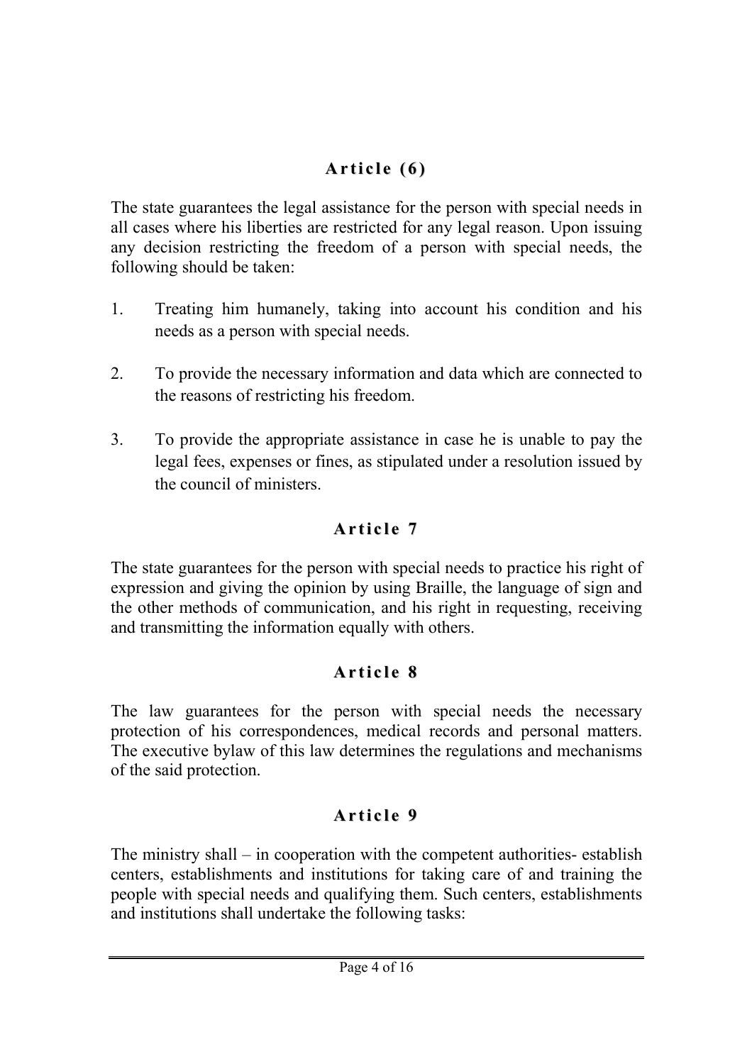## Article (6)

The state guarantees the legal assistance for the person with special needs in all cases where his liberties are restricted for any legal reason. Upon issuing any decision restricting the freedom of a person with special needs, the following should be taken:

1. Treating him humanely, taking into account his condition and his needs as a person with special needs.
2. To provide the necessary information and data which are connected to the reasons of restricting his freedom.
3. To provide the appropriate assistance in case he is unable to pay the legal fees, expenses or fines, as stipulated under a resolution issued by the council of ministers.

## Article 7

The state guarantees for the person with special needs to practice his right of expression and giving the opinion by using Braille, the language of sign and the other methods of communication, and his right in requesting, receiving and transmitting the information equally with others.

## Article 8

The law guarantees for the person with special needs the necessary protection of his correspondences, medical records and personal matters. The executive bylaw of this law determines the regulations and mechanisms of the said protection.

## Article 9

The ministry shall – in cooperation with the competent authorities- establish centers, establishments and institutions for taking care of and training the people with special needs and qualifying them. Such centers, establishments and institutions shall undertake the following tasks: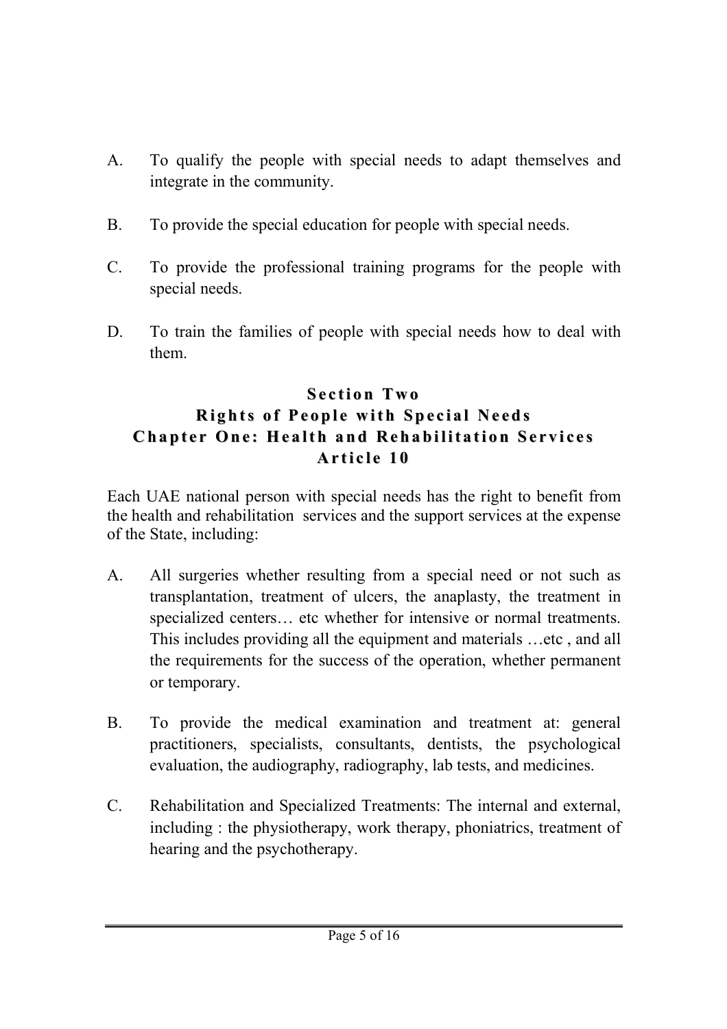A. To qualify the people with special needs to adapt themselves and integrate in the community.

B. To provide the special education for people with special needs.

C. To provide the professional training programs for the people with special needs.

D. To train the families of people with special needs how to deal with them.

## Section Two
## Rights of People with Special Needs
## Chapter One: Health and Rehabilitation Services
### Article 10

Each UAE national person with special needs has the right to benefit from the health and rehabilitation services and the support services at the expense of the State, including:

A. All surgeries whether resulting from a special need or not such as transplantation, treatment of ulcers, the anaplasty, the treatment in specialized centers… etc whether for intensive or normal treatments. This includes providing all the equipment and materials …etc , and all the requirements for the success of the operation, whether permanent or temporary.

B. To provide the medical examination and treatment at: general practitioners, specialists, consultants, dentists, the psychological evaluation, the audiography, radiography, lab tests, and medicines.

C. Rehabilitation and Specialized Treatments: The internal and external, including : the physiotherapy, work therapy, phoniatrics, treatment of hearing and the psychotherapy.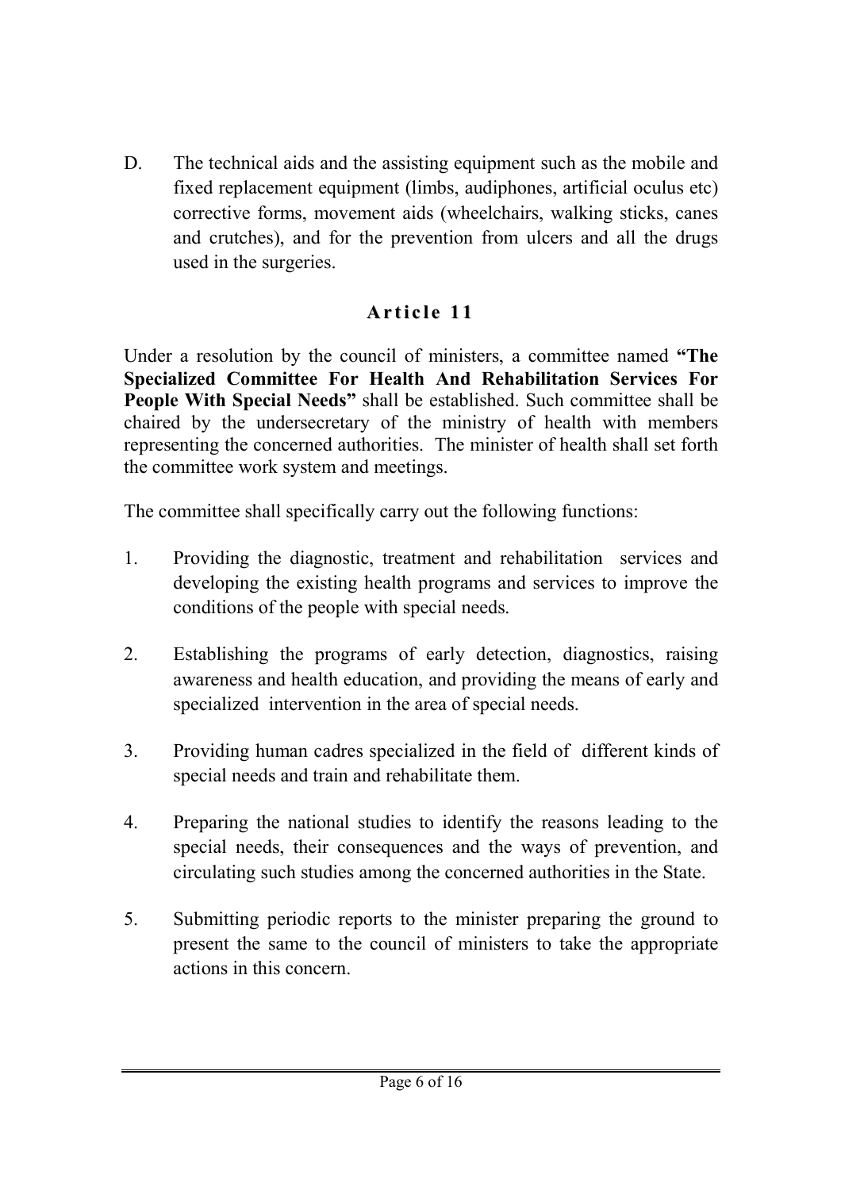D. The technical aids and the assisting equipment such as the mobile and fixed replacement equipment (limbs, audiphones, artificial oculus etc) corrective forms, movement aids (wheelchairs, walking sticks, canes and crutches), and for the prevention from ulcers and all the drugs used in the surgeries.

## Article 11

Under a resolution by the council of ministers, a committee named **"The Specialized Committee For Health And Rehabilitation Services For People With Special Needs"** shall be established. Such committee shall be chaired by the undersecretary of the ministry of health with members representing the concerned authorities. The minister of health shall set forth the committee work system and meetings.

The committee shall specifically carry out the following functions:

1. Providing the diagnostic, treatment and rehabilitation services and developing the existing health programs and services to improve the conditions of the people with special needs.

2. Establishing the programs of early detection, diagnostics, raising awareness and health education, and providing the means of early and specialized intervention in the area of special needs.

3. Providing human cadres specialized in the field of different kinds of special needs and train and rehabilitate them.

4. Preparing the national studies to identify the reasons leading to the special needs, their consequences and the ways of prevention, and circulating such studies among the concerned authorities in the State.

5. Submitting periodic reports to the minister preparing the ground to present the same to the council of ministers to take the appropriate actions in this concern.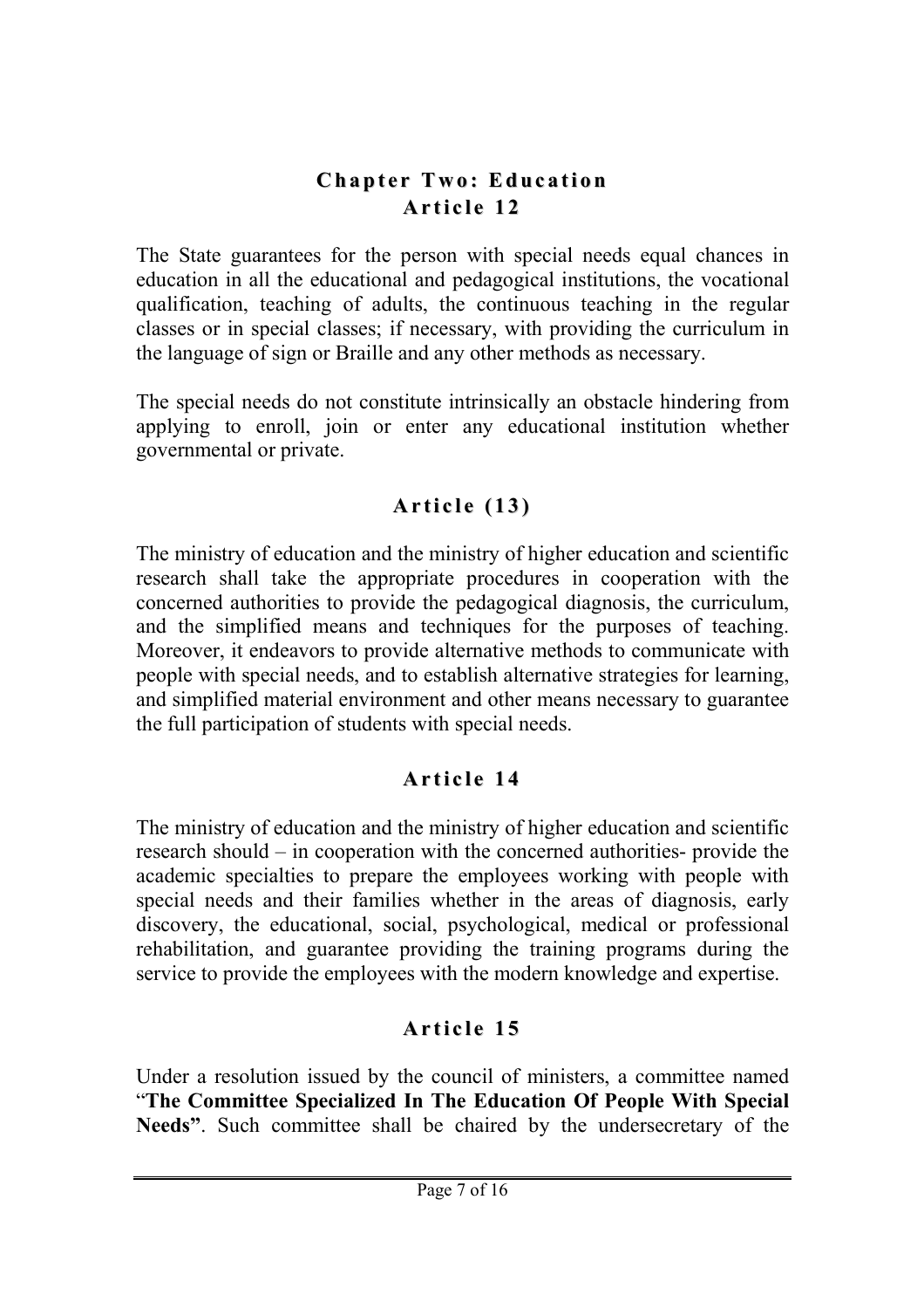## Chapter Two: Education

### Article 12

The State guarantees for the person with special needs equal chances in education in all the educational and pedagogical institutions, the vocational qualification, teaching of adults, the continuous teaching in the regular classes or in special classes; if necessary, with providing the curriculum in the language of sign or Braille and any other methods as necessary.

The special needs do not constitute intrinsically an obstacle hindering from applying to enroll, join or enter any educational institution whether governmental or private.

### Article (13)

The ministry of education and the ministry of higher education and scientific research shall take the appropriate procedures in cooperation with the concerned authorities to provide the pedagogical diagnosis, the curriculum, and the simplified means and techniques for the purposes of teaching. Moreover, it endeavors to provide alternative methods to communicate with people with special needs, and to establish alternative strategies for learning, and simplified material environment and other means necessary to guarantee the full participation of students with special needs.

### Article 14

The ministry of education and the ministry of higher education and scientific research should – in cooperation with the concerned authorities- provide the academic specialties to prepare the employees working with people with special needs and their families whether in the areas of diagnosis, early discovery, the educational, social, psychological, medical or professional rehabilitation, and guarantee providing the training programs during the service to provide the employees with the modern knowledge and expertise.

### Article 15

Under a resolution issued by the council of ministers, a committee named "**The Committee Specialized In The Education Of People With Special Needs"**. Such committee shall be chaired by the undersecretary of the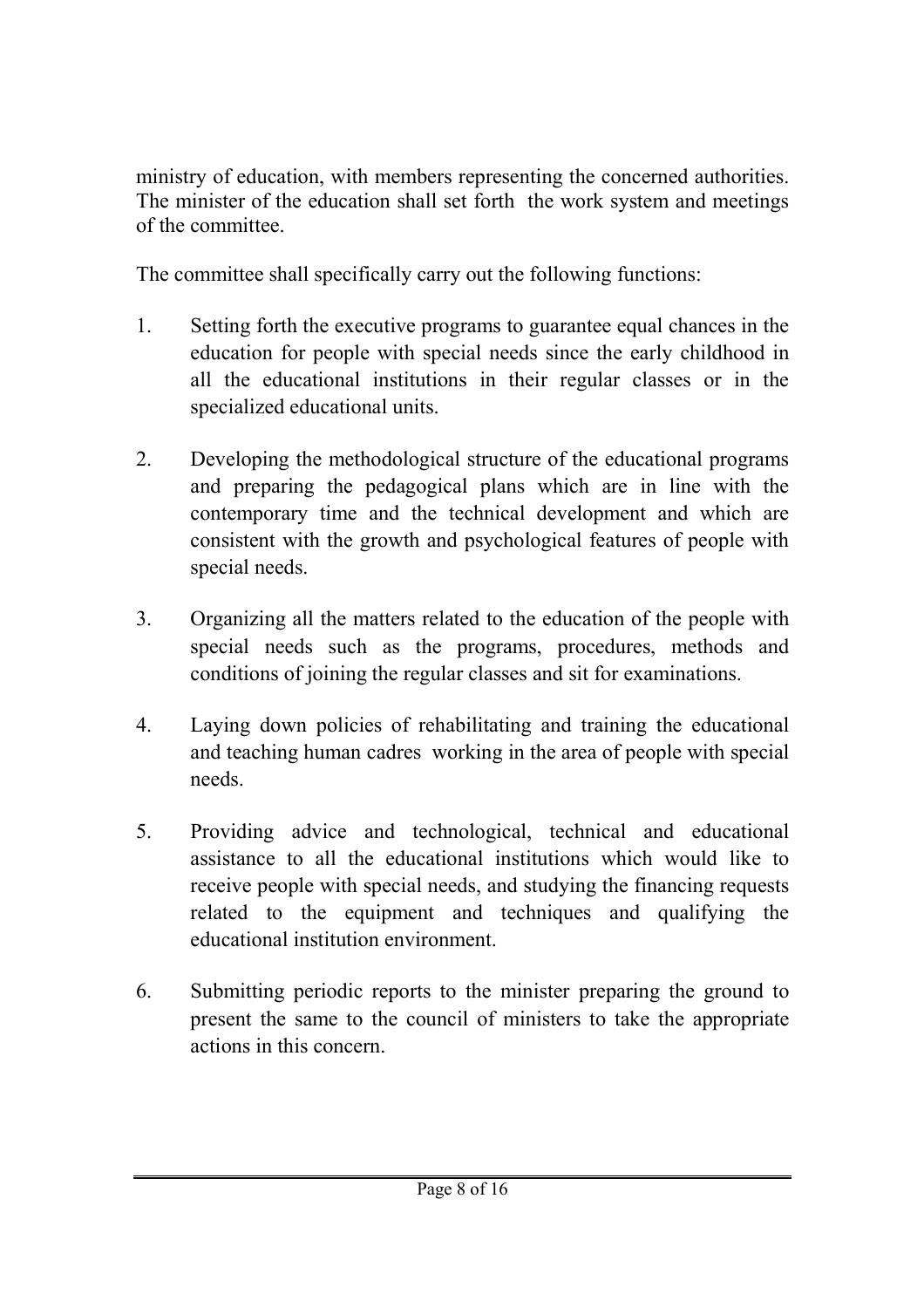ministry of education, with members representing the concerned authorities. The minister of the education shall set forth the work system and meetings of the committee.

The committee shall specifically carry out the following functions:

1. Setting forth the executive programs to guarantee equal chances in the education for people with special needs since the early childhood in all the educational institutions in their regular classes or in the specialized educational units.

2. Developing the methodological structure of the educational programs and preparing the pedagogical plans which are in line with the contemporary time and the technical development and which are consistent with the growth and psychological features of people with special needs.

3. Organizing all the matters related to the education of the people with special needs such as the programs, procedures, methods and conditions of joining the regular classes and sit for examinations.

4. Laying down policies of rehabilitating and training the educational and teaching human cadres working in the area of people with special needs.

5. Providing advice and technological, technical and educational assistance to all the educational institutions which would like to receive people with special needs, and studying the financing requests related to the equipment and techniques and qualifying the educational institution environment.

6. Submitting periodic reports to the minister preparing the ground to present the same to the council of ministers to take the appropriate actions in this concern.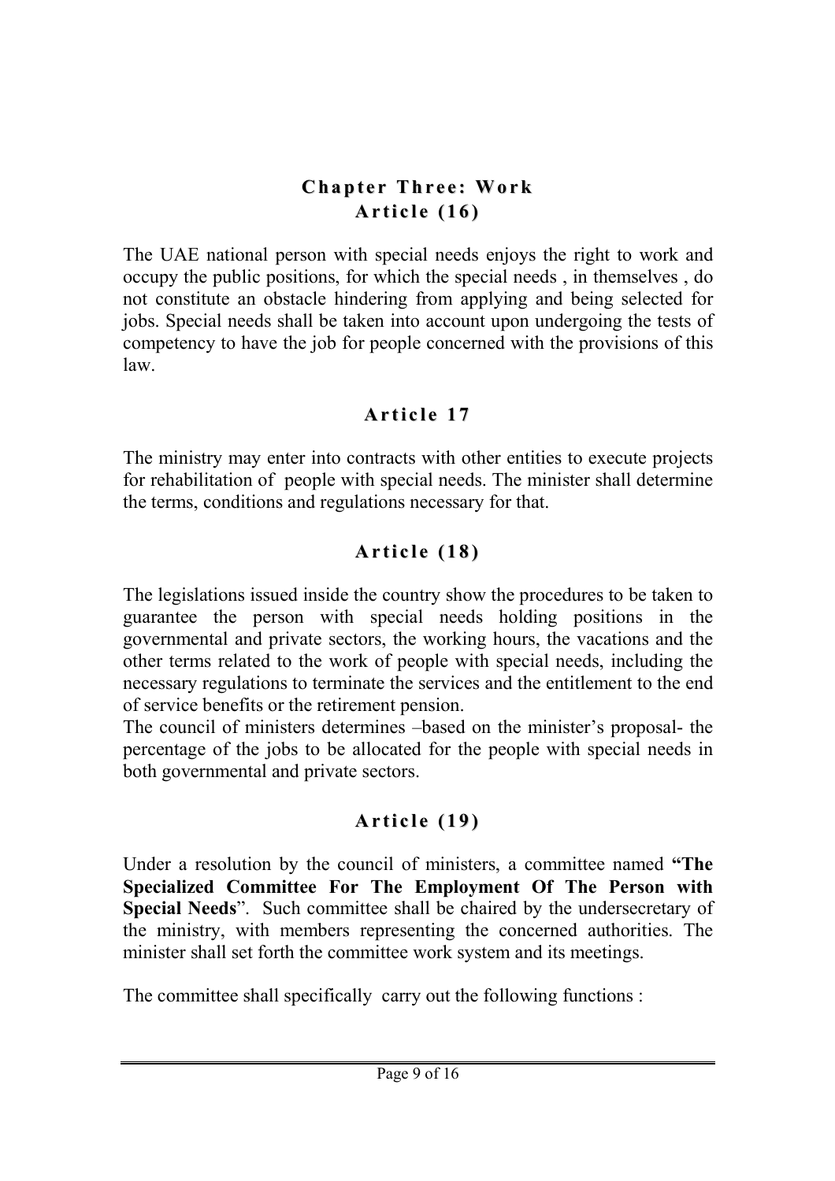## Chapter Three: Work

### Article (16)

The UAE national person with special needs enjoys the right to work and occupy the public positions, for which the special needs , in themselves , do not constitute an obstacle hindering from applying and being selected for jobs. Special needs shall be taken into account upon undergoing the tests of competency to have the job for people concerned with the provisions of this law.

### Article 17

The ministry may enter into contracts with other entities to execute projects for rehabilitation of people with special needs. The minister shall determine the terms, conditions and regulations necessary for that.

### Article (18)

The legislations issued inside the country show the procedures to be taken to guarantee the person with special needs holding positions in the governmental and private sectors, the working hours, the vacations and the other terms related to the work of people with special needs, including the necessary regulations to terminate the services and the entitlement to the end of service benefits or the retirement pension.

The council of ministers determines –based on the minister's proposal- the percentage of the jobs to be allocated for the people with special needs in both governmental and private sectors.

### Article (19)

Under a resolution by the council of ministers, a committee named **"The Specialized Committee For The Employment Of The Person with Special Needs**". Such committee shall be chaired by the undersecretary of the ministry, with members representing the concerned authorities. The minister shall set forth the committee work system and its meetings.

The committee shall specifically carry out the following functions :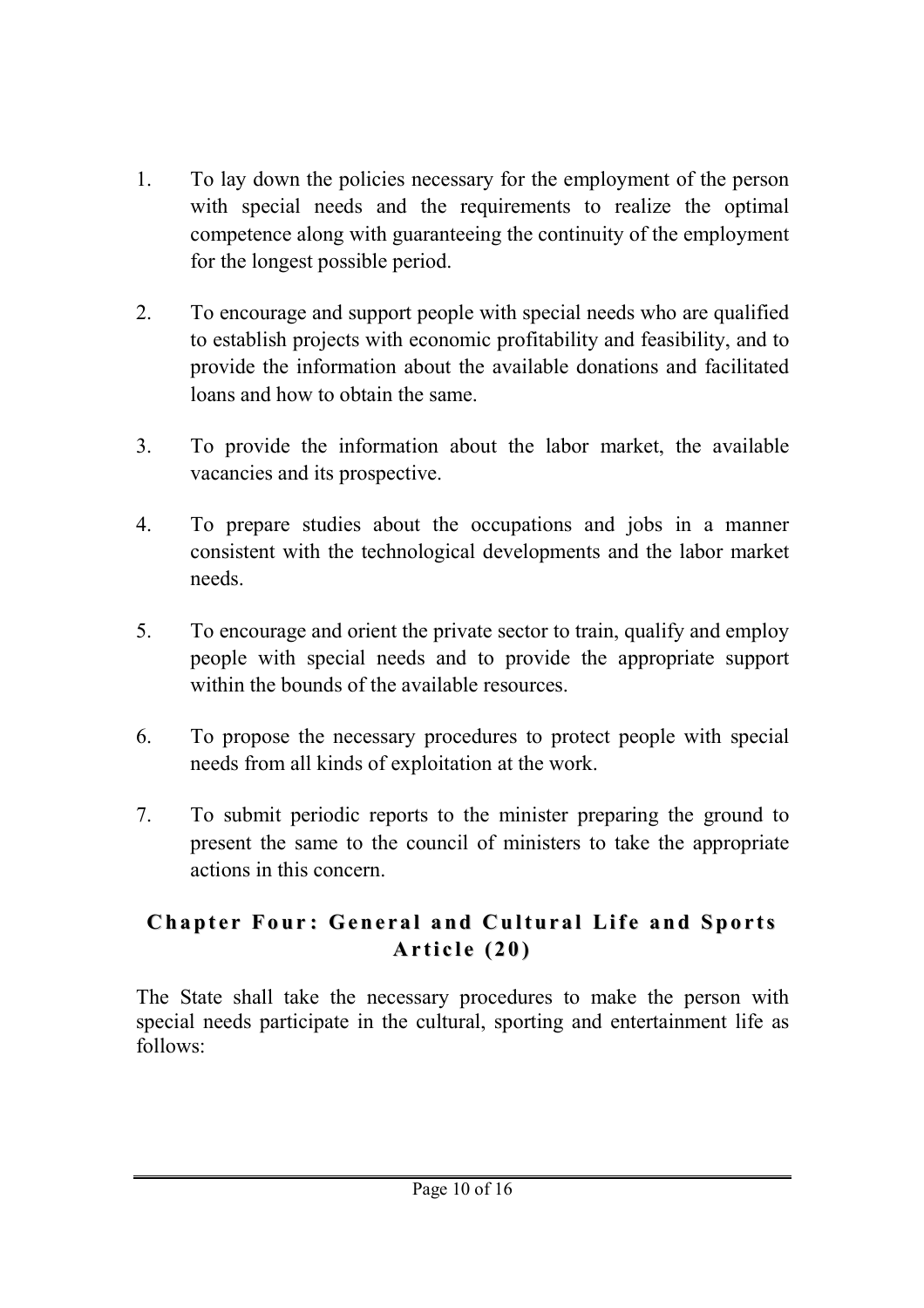1. To lay down the policies necessary for the employment of the person with special needs and the requirements to realize the optimal competence along with guaranteeing the continuity of the employment for the longest possible period.

2. To encourage and support people with special needs who are qualified to establish projects with economic profitability and feasibility, and to provide the information about the available donations and facilitated loans and how to obtain the same.

3. To provide the information about the labor market, the available vacancies and its prospective.

4. To prepare studies about the occupations and jobs in a manner consistent with the technological developments and the labor market needs.

5. To encourage and orient the private sector to train, qualify and employ people with special needs and to provide the appropriate support within the bounds of the available resources.

6. To propose the necessary procedures to protect people with special needs from all kinds of exploitation at the work.

7. To submit periodic reports to the minister preparing the ground to present the same to the council of ministers to take the appropriate actions in this concern.

## Chapter Four: General and Cultural Life and Sports

### Article (20)

The State shall take the necessary procedures to make the person with special needs participate in the cultural, sporting and entertainment life as follows: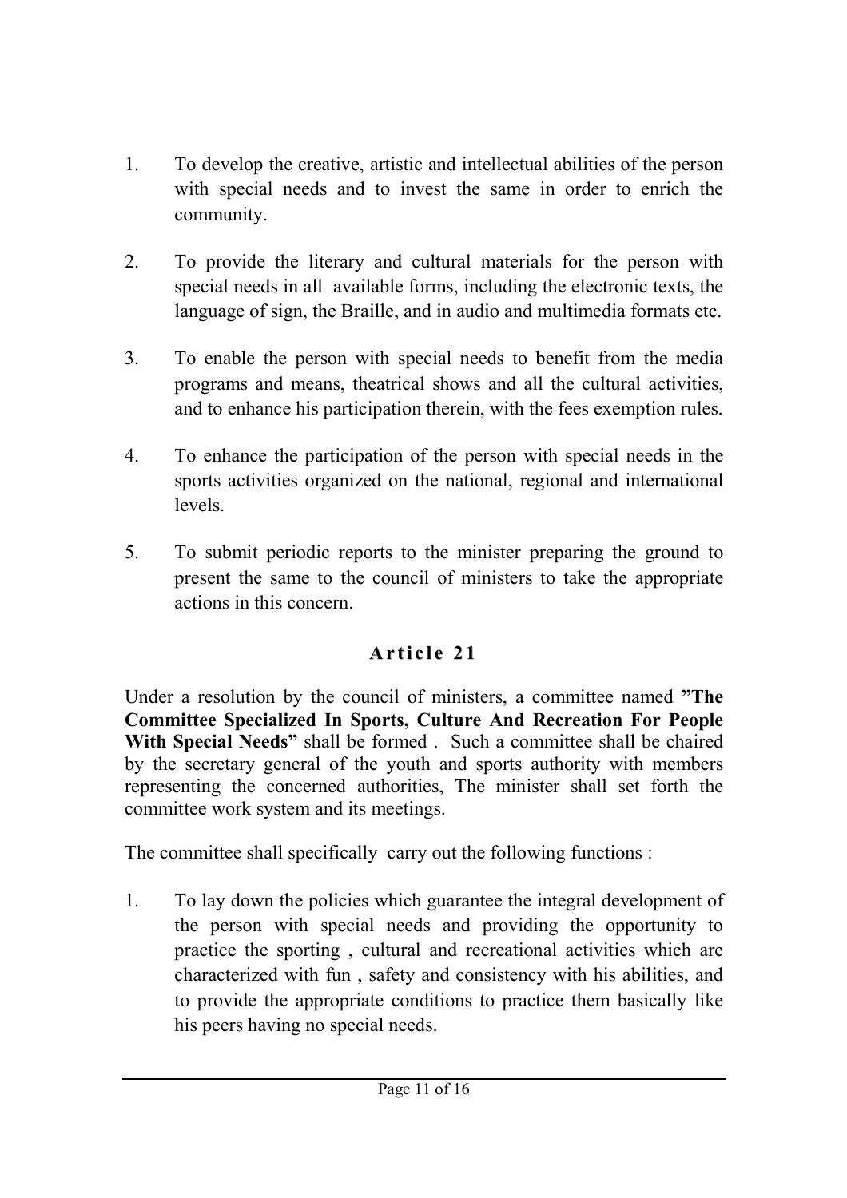1. To develop the creative, artistic and intellectual abilities of the person with special needs and to invest the same in order to enrich the community.

2. To provide the literary and cultural materials for the person with special needs in all available forms, including the electronic texts, the language of sign, the Braille, and in audio and multimedia formats etc.

3. To enable the person with special needs to benefit from the media programs and means, theatrical shows and all the cultural activities, and to enhance his participation therein, with the fees exemption rules.

4. To enhance the participation of the person with special needs in the sports activities organized on the national, regional and international levels.

5. To submit periodic reports to the minister preparing the ground to present the same to the council of ministers to take the appropriate actions in this concern.

## Article 21

Under a resolution by the council of ministers, a committee named **"The Committee Specialized In Sports, Culture And Recreation For People With Special Needs"** shall be formed . Such a committee shall be chaired by the secretary general of the youth and sports authority with members representing the concerned authorities, The minister shall set forth the committee work system and its meetings.

The committee shall specifically carry out the following functions :

1. To lay down the policies which guarantee the integral development of the person with special needs and providing the opportunity to practice the sporting , cultural and recreational activities which are characterized with fun , safety and consistency with his abilities, and to provide the appropriate conditions to practice them basically like his peers having no special needs.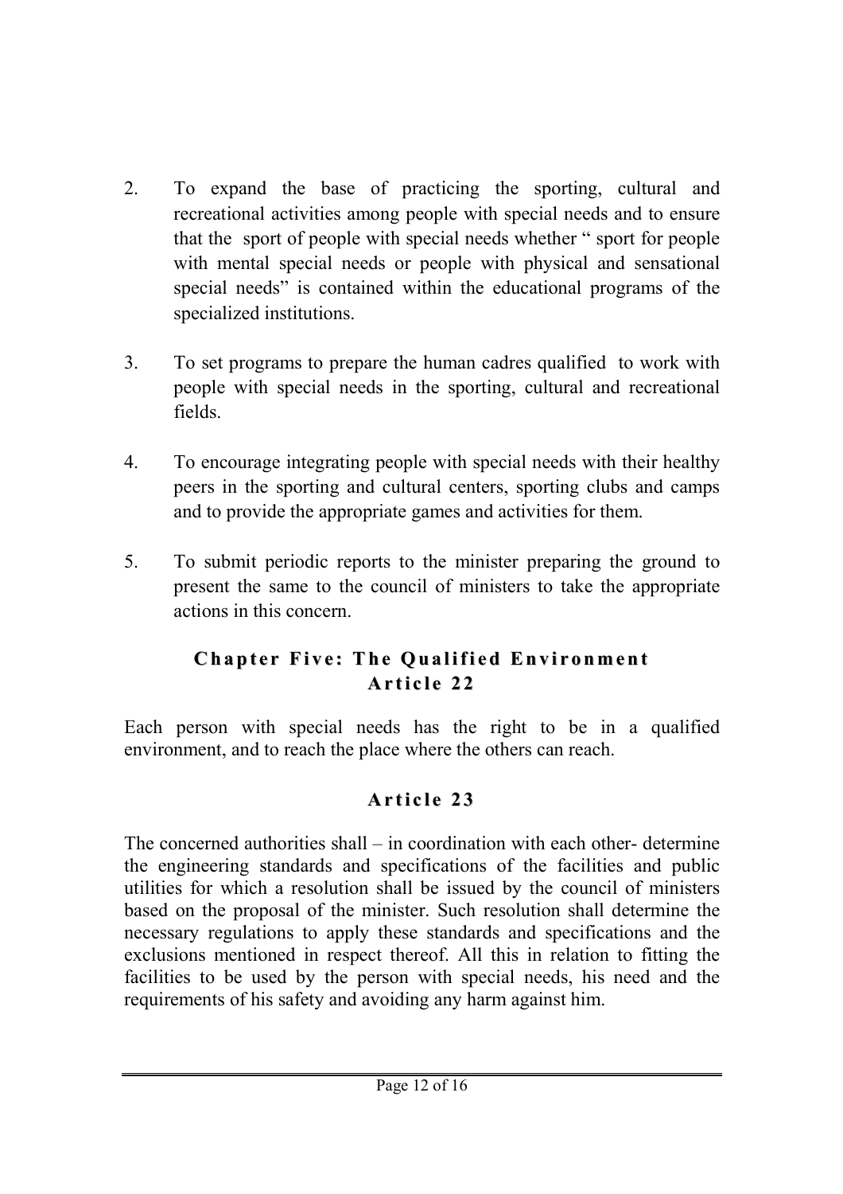2. To expand the base of practicing the sporting, cultural and recreational activities among people with special needs and to ensure that the sport of people with special needs whether " sport for people with mental special needs or people with physical and sensational special needs" is contained within the educational programs of the specialized institutions.

3. To set programs to prepare the human cadres qualified to work with people with special needs in the sporting, cultural and recreational fields.

4. To encourage integrating people with special needs with their healthy peers in the sporting and cultural centers, sporting clubs and camps and to provide the appropriate games and activities for them.

5. To submit periodic reports to the minister preparing the ground to present the same to the council of ministers to take the appropriate actions in this concern.

## Chapter Five: The Qualified Environment

### Article 22

Each person with special needs has the right to be in a qualified environment, and to reach the place where the others can reach.

### Article 23

The concerned authorities shall – in coordination with each other- determine the engineering standards and specifications of the facilities and public utilities for which a resolution shall be issued by the council of ministers based on the proposal of the minister. Such resolution shall determine the necessary regulations to apply these standards and specifications and the exclusions mentioned in respect thereof. All this in relation to fitting the facilities to be used by the person with special needs, his need and the requirements of his safety and avoiding any harm against him.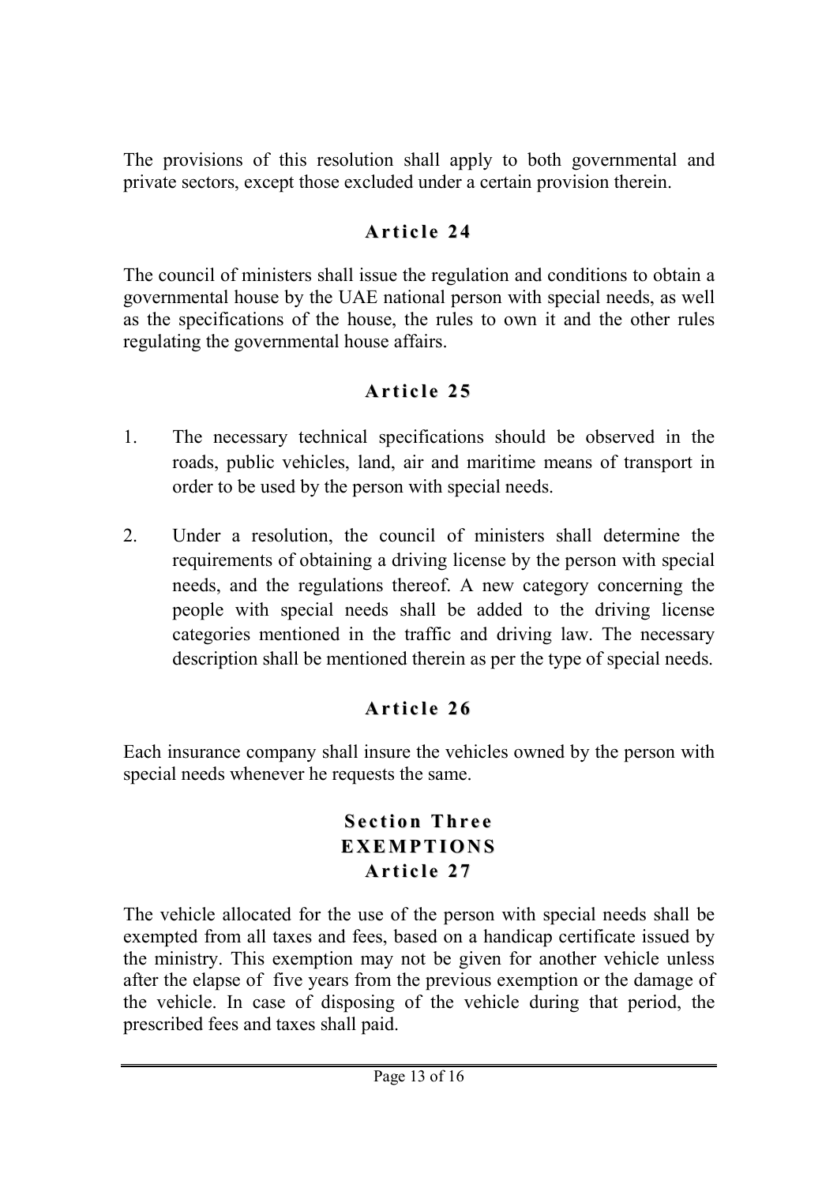The provisions of this resolution shall apply to both governmental and private sectors, except those excluded under a certain provision therein.

### Article 24

The council of ministers shall issue the regulation and conditions to obtain a governmental house by the UAE national person with special needs, as well as the specifications of the house, the rules to own it and the other rules regulating the governmental house affairs.

### Article 25

1. The necessary technical specifications should be observed in the roads, public vehicles, land, air and maritime means of transport in order to be used by the person with special needs.

2. Under a resolution, the council of ministers shall determine the requirements of obtaining a driving license by the person with special needs, and the regulations thereof. A new category concerning the people with special needs shall be added to the driving license categories mentioned in the traffic and driving law. The necessary description shall be mentioned therein as per the type of special needs.

### Article 26

Each insurance company shall insure the vehicles owned by the person with special needs whenever he requests the same.

## Section Three
## EXEMPTIONS

### Article 27

The vehicle allocated for the use of the person with special needs shall be exempted from all taxes and fees, based on a handicap certificate issued by the ministry. This exemption may not be given for another vehicle unless after the elapse of five years from the previous exemption or the damage of the vehicle. In case of disposing of the vehicle during that period, the prescribed fees and taxes shall paid.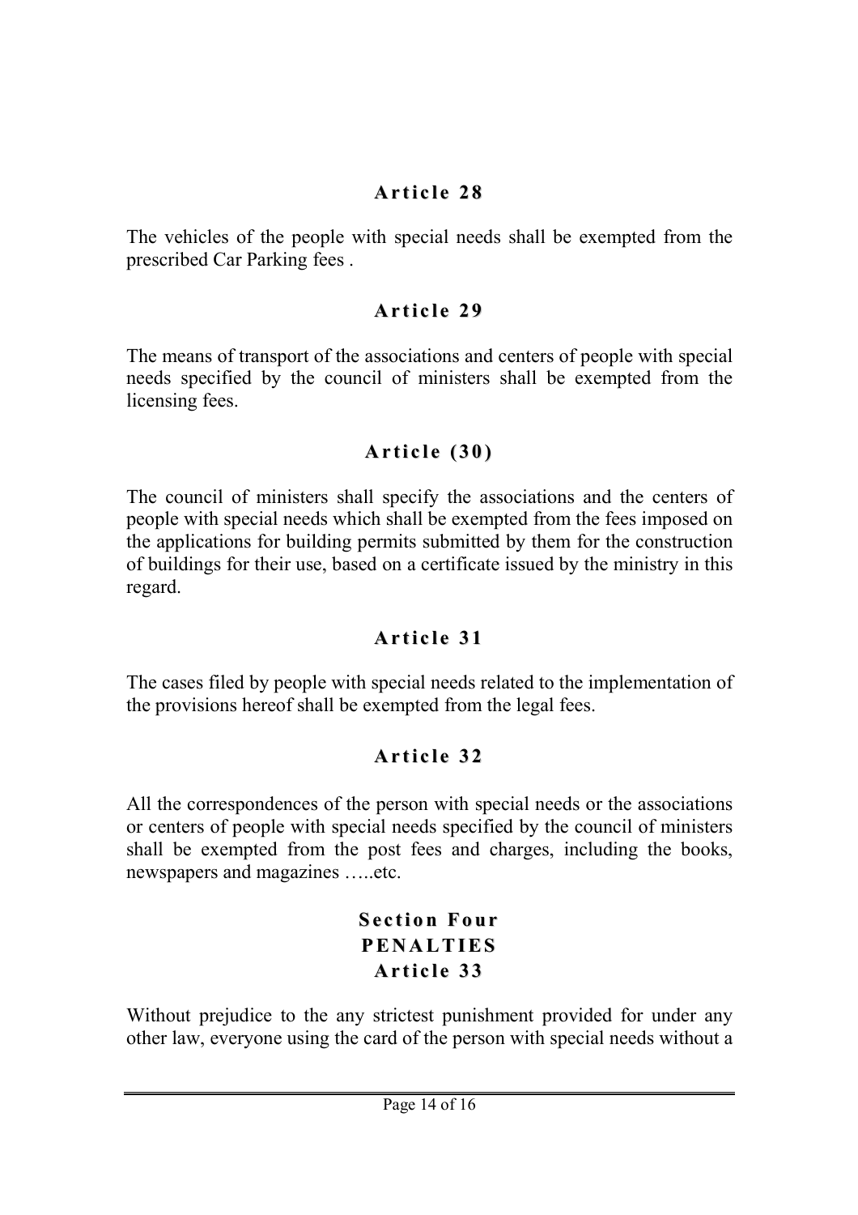## Article 28

The vehicles of the people with special needs shall be exempted from the prescribed Car Parking fees .

## Article 29

The means of transport of the associations and centers of people with special needs specified by the council of ministers shall be exempted from the licensing fees.

## Article (30)

The council of ministers shall specify the associations and the centers of people with special needs which shall be exempted from the fees imposed on the applications for building permits submitted by them for the construction of buildings for their use, based on a certificate issued by the ministry in this regard.

## Article 31

The cases filed by people with special needs related to the implementation of the provisions hereof shall be exempted from the legal fees.

## Article 32

All the correspondences of the person with special needs or the associations or centers of people with special needs specified by the council of ministers shall be exempted from the post fees and charges, including the books, newspapers and magazines …..etc.

# Section Four
# PENALTIES
## Article 33

Without prejudice to the any strictest punishment provided for under any other law, everyone using the card of the person with special needs without a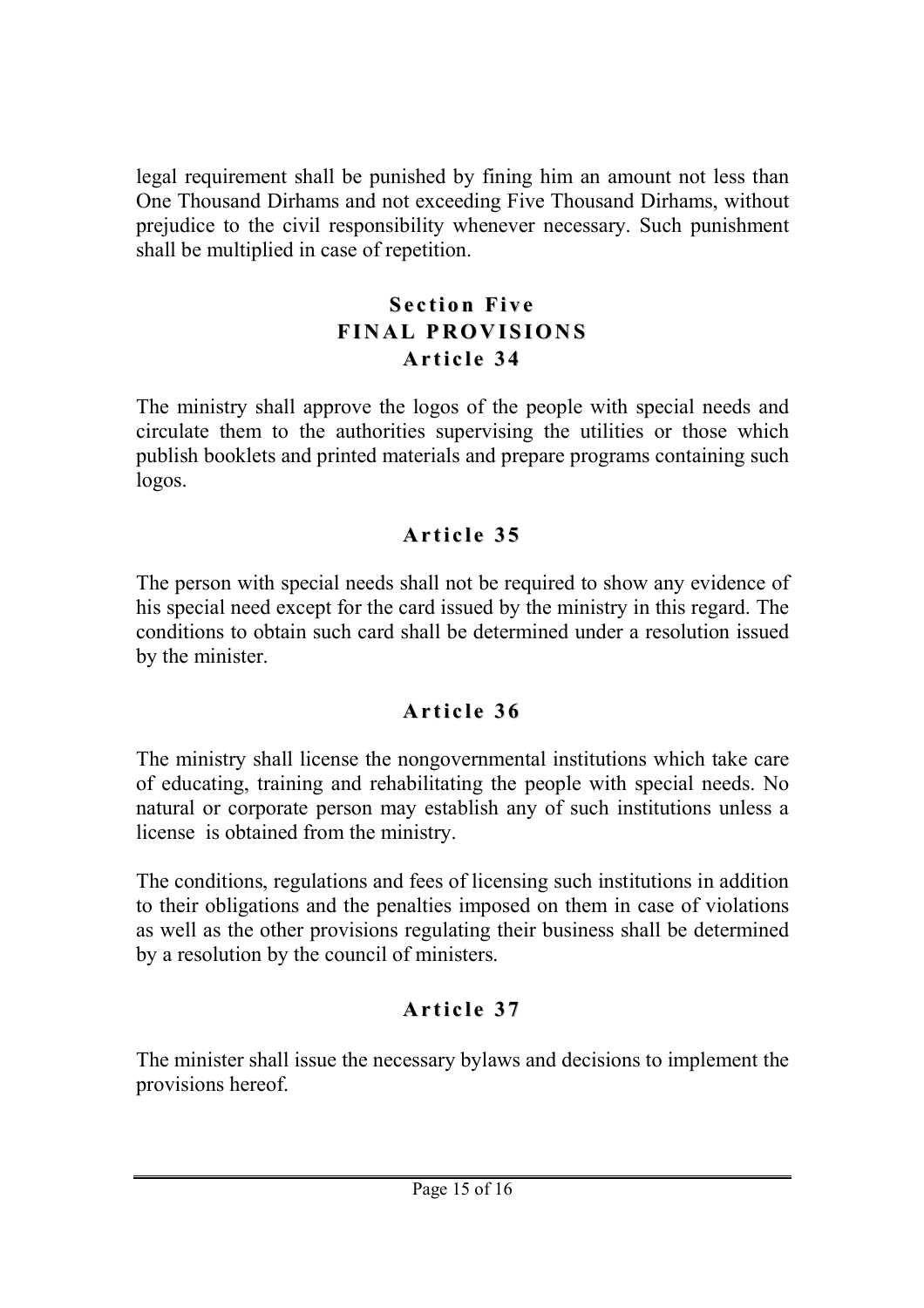legal requirement shall be punished by fining him an amount not less than One Thousand Dirhams and not exceeding Five Thousand Dirhams, without prejudice to the civil responsibility whenever necessary. Such punishment shall be multiplied in case of repetition.

## Section Five
## FINAL PROVISIONS
### Article 34

The ministry shall approve the logos of the people with special needs and circulate them to the authorities supervising the utilities or those which publish booklets and printed materials and prepare programs containing such logos.

### Article 35

The person with special needs shall not be required to show any evidence of his special need except for the card issued by the ministry in this regard. The conditions to obtain such card shall be determined under a resolution issued by the minister.

### Article 36

The ministry shall license the nongovernmental institutions which take care of educating, training and rehabilitating the people with special needs. No natural or corporate person may establish any of such institutions unless a license is obtained from the ministry.

The conditions, regulations and fees of licensing such institutions in addition to their obligations and the penalties imposed on them in case of violations as well as the other provisions regulating their business shall be determined by a resolution by the council of ministers.

### Article 37

The minister shall issue the necessary bylaws and decisions to implement the provisions hereof.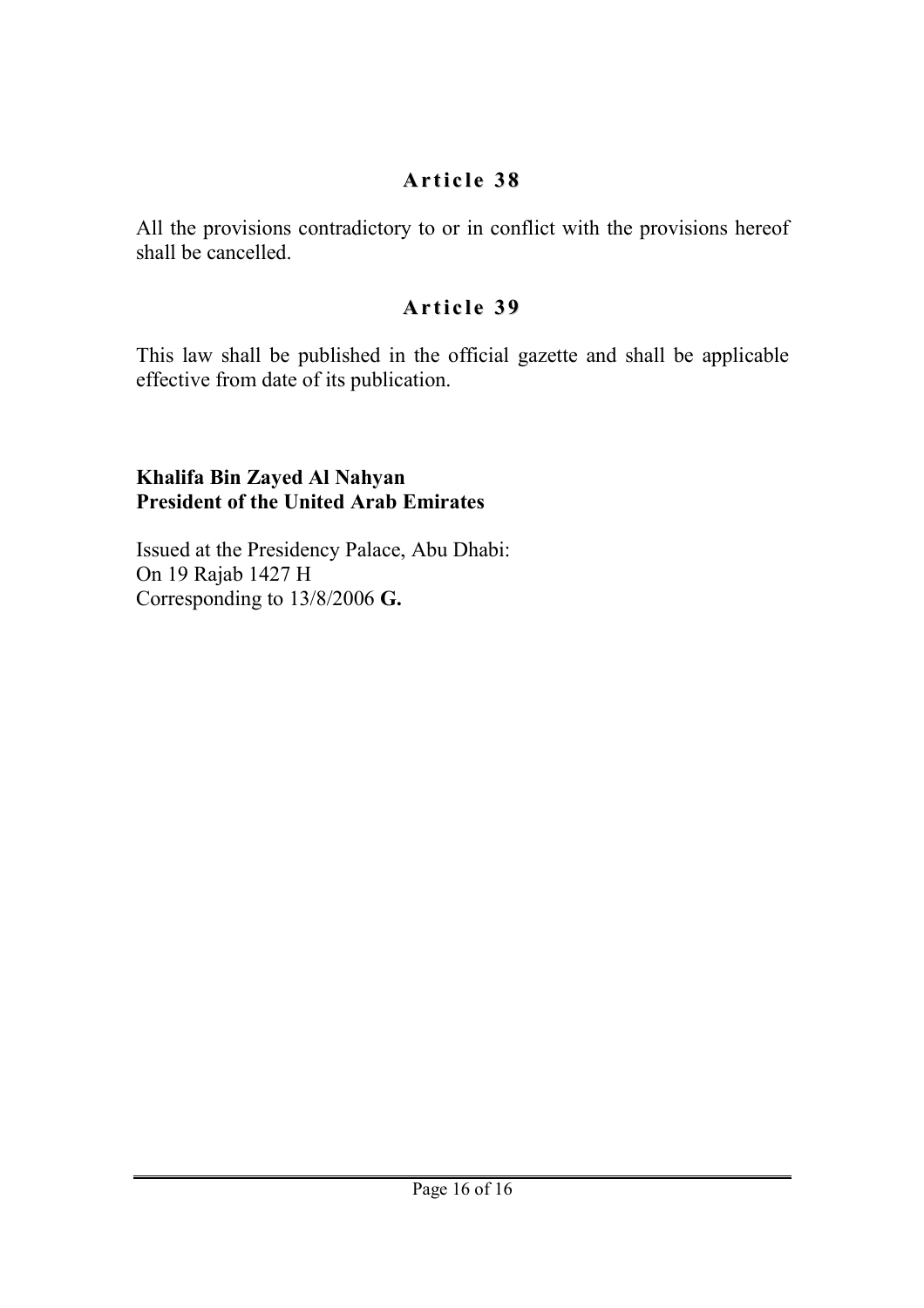## Article 38

All the provisions contradictory to or in conflict with the provisions hereof shall be cancelled.

## Article 39

This law shall be published in the official gazette and shall be applicable effective from date of its publication.

**Khalifa Bin Zayed Al Nahyan**
**President of the United Arab Emirates**

Issued at the Presidency Palace, Abu Dhabi:
On 19 Rajab 1427 H
Corresponding to 13/8/2006 **G.**